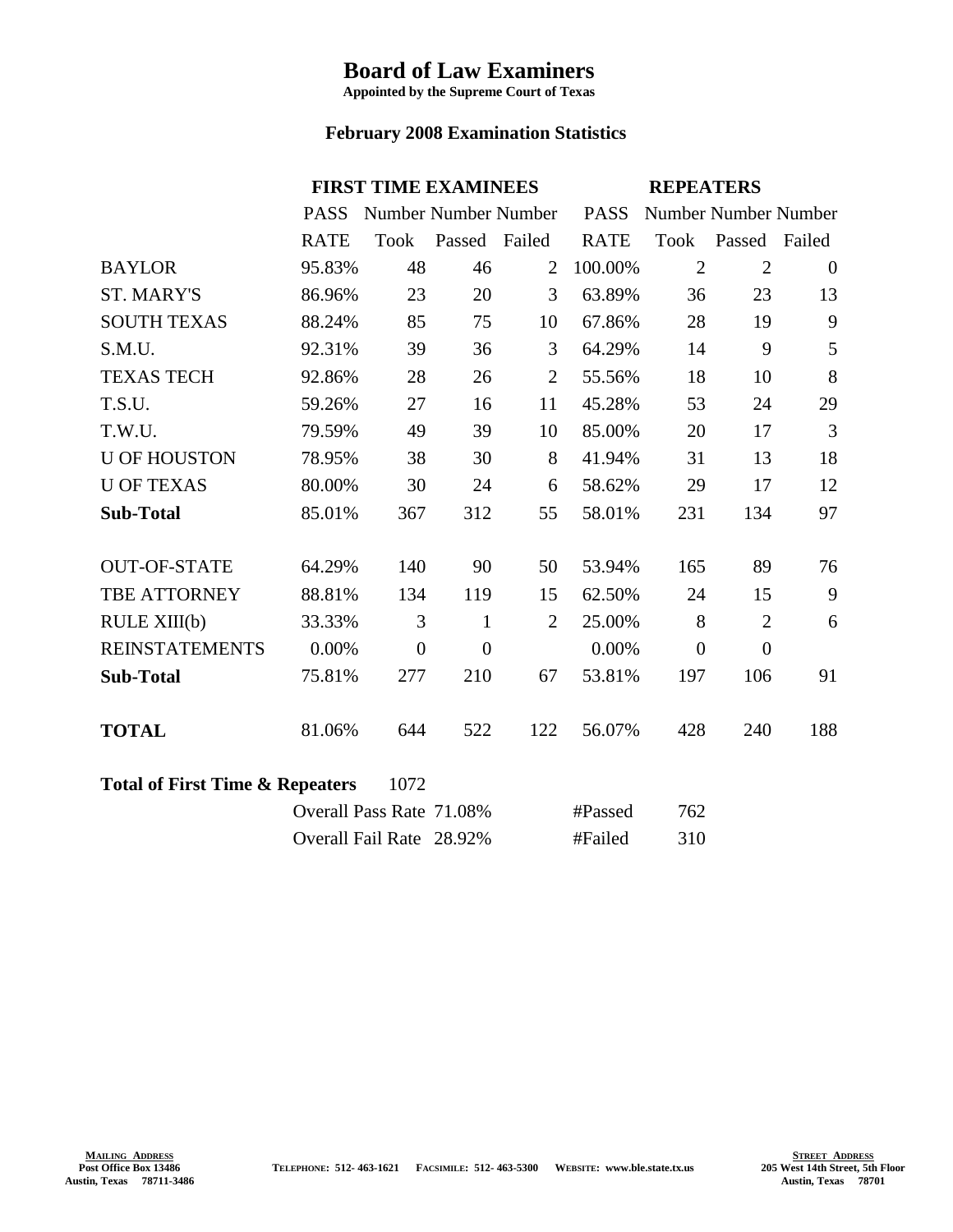# Board of Law Examiners

**Appointed by the Supreme Court of Texas**

## February 2008 Examination Statistics

| | FIRST TIME EXAMINEES | | | | REPEATERS | | | |
|---|---|---|---|---|---|---|---|---|
| | PASS RATE | Number Took | Number Passed | Number Failed | PASS RATE | Number Took | Number Passed | Number Failed |
| BAYLOR | 95.83% | 48 | 46 | 2 | 100.00% | 2 | 2 | 0 |
| ST. MARY'S | 86.96% | 23 | 20 | 3 | 63.89% | 36 | 23 | 13 |
| SOUTH TEXAS | 88.24% | 85 | 75 | 10 | 67.86% | 28 | 19 | 9 |
| S.M.U. | 92.31% | 39 | 36 | 3 | 64.29% | 14 | 9 | 5 |
| TEXAS TECH | 92.86% | 28 | 26 | 2 | 55.56% | 18 | 10 | 8 |
| T.S.U. | 59.26% | 27 | 16 | 11 | 45.28% | 53 | 24 | 29 |
| T.W.U. | 79.59% | 49 | 39 | 10 | 85.00% | 20 | 17 | 3 |
| U OF HOUSTON | 78.95% | 38 | 30 | 8 | 41.94% | 31 | 13 | 18 |
| U OF TEXAS | 80.00% | 30 | 24 | 6 | 58.62% | 29 | 17 | 12 |
| **Sub-Total** | 85.01% | 367 | 312 | 55 | 58.01% | 231 | 134 | 97 |
| OUT-OF-STATE | 64.29% | 140 | 90 | 50 | 53.94% | 165 | 89 | 76 |
| TBE ATTORNEY | 88.81% | 134 | 119 | 15 | 62.50% | 24 | 15 | 9 |
| RULE XIII(b) | 33.33% | 3 | 1 | 2 | 25.00% | 8 | 2 | 6 |
| REINSTATEMENTS | 0.00% | 0 | 0 | | 0.00% | 0 | 0 | |
| **Sub-Total** | 75.81% | 277 | 210 | 67 | 53.81% | 197 | 106 | 91 |
| **TOTAL** | 81.06% | 644 | 522 | 122 | 56.07% | 428 | 240 | 188 |

**Total of First Time & Repeaters** 1072

| | | | |
|---|---|---|---|
| Overall Pass Rate | 71.08% | #Passed | 762 |
| Overall Fail Rate | 28.92% | #Failed | 310 |

**MAILING ADDRESS**
Post Office Box 13486
Austin, Texas 78711-3486

TELEPHONE: 512- 463-1621 FACSIMILE: 512- 463-5300 WEBSITE: www.ble.state.tx.us

**STREET ADDRESS**
205 West 14th Street, 5th Floor
Austin, Texas 78701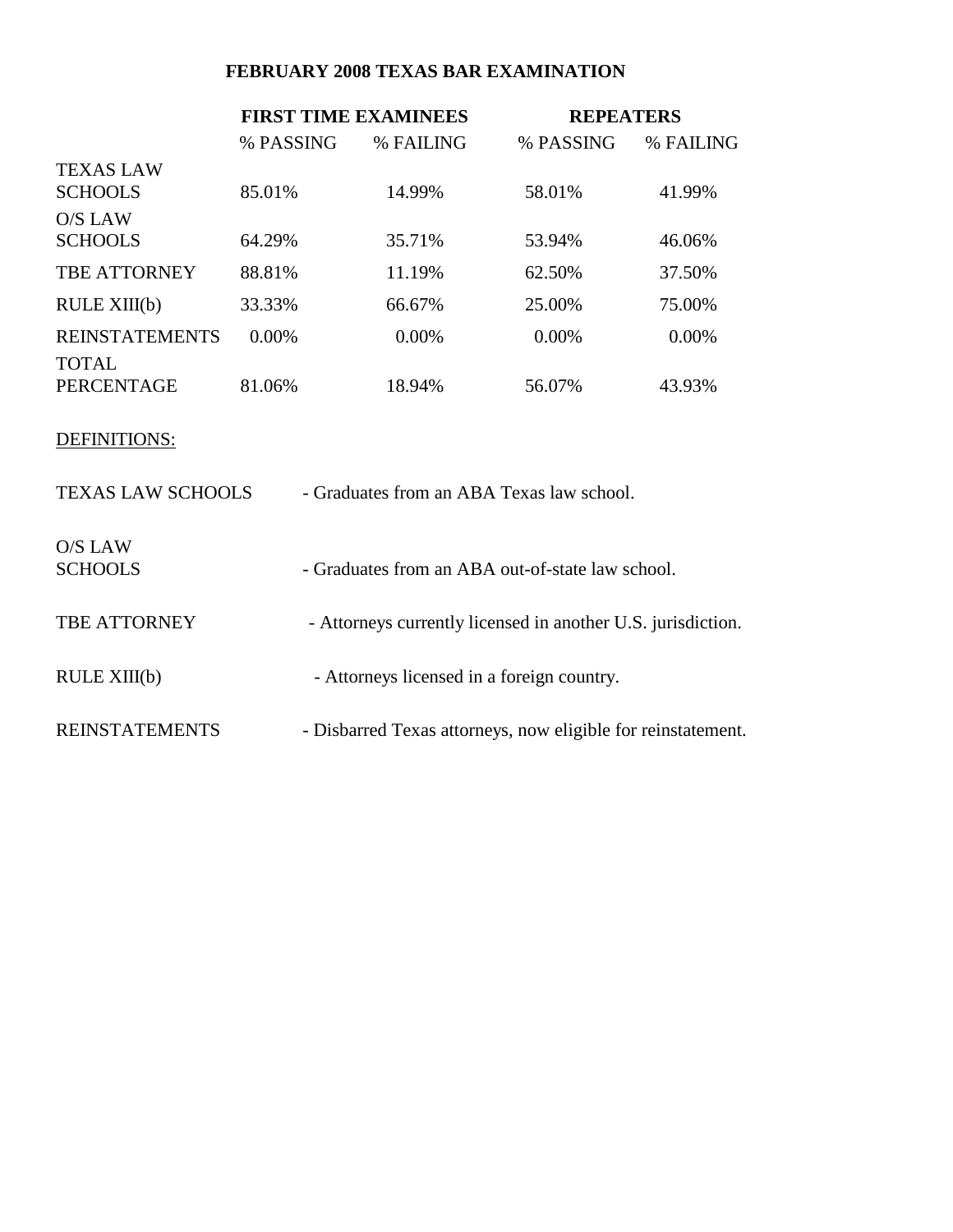# FEBRUARY 2008 TEXAS BAR EXAMINATION

| | FIRST TIME EXAMINEES | | REPEATERS | |
|---|---|---|---|---|
| | % PASSING | % FAILING | % PASSING | % FAILING |
| TEXAS LAW SCHOOLS | 85.01% | 14.99% | 58.01% | 41.99% |
| O/S LAW SCHOOLS | 64.29% | 35.71% | 53.94% | 46.06% |
| TBE ATTORNEY | 88.81% | 11.19% | 62.50% | 37.50% |
| RULE XIII(b) | 33.33% | 66.67% | 25.00% | 75.00% |
| REINSTATEMENTS | 0.00% | 0.00% | 0.00% | 0.00% |
| TOTAL PERCENTAGE | 81.06% | 18.94% | 56.07% | 43.93% |

DEFINITIONS:

TEXAS LAW SCHOOLS - Graduates from an ABA Texas law school.

O/S LAW SCHOOLS - Graduates from an ABA out-of-state law school.

TBE ATTORNEY - Attorneys currently licensed in another U.S. jurisdiction.

RULE XIII(b) - Attorneys licensed in a foreign country.

REINSTATEMENTS - Disbarred Texas attorneys, now eligible for reinstatement.